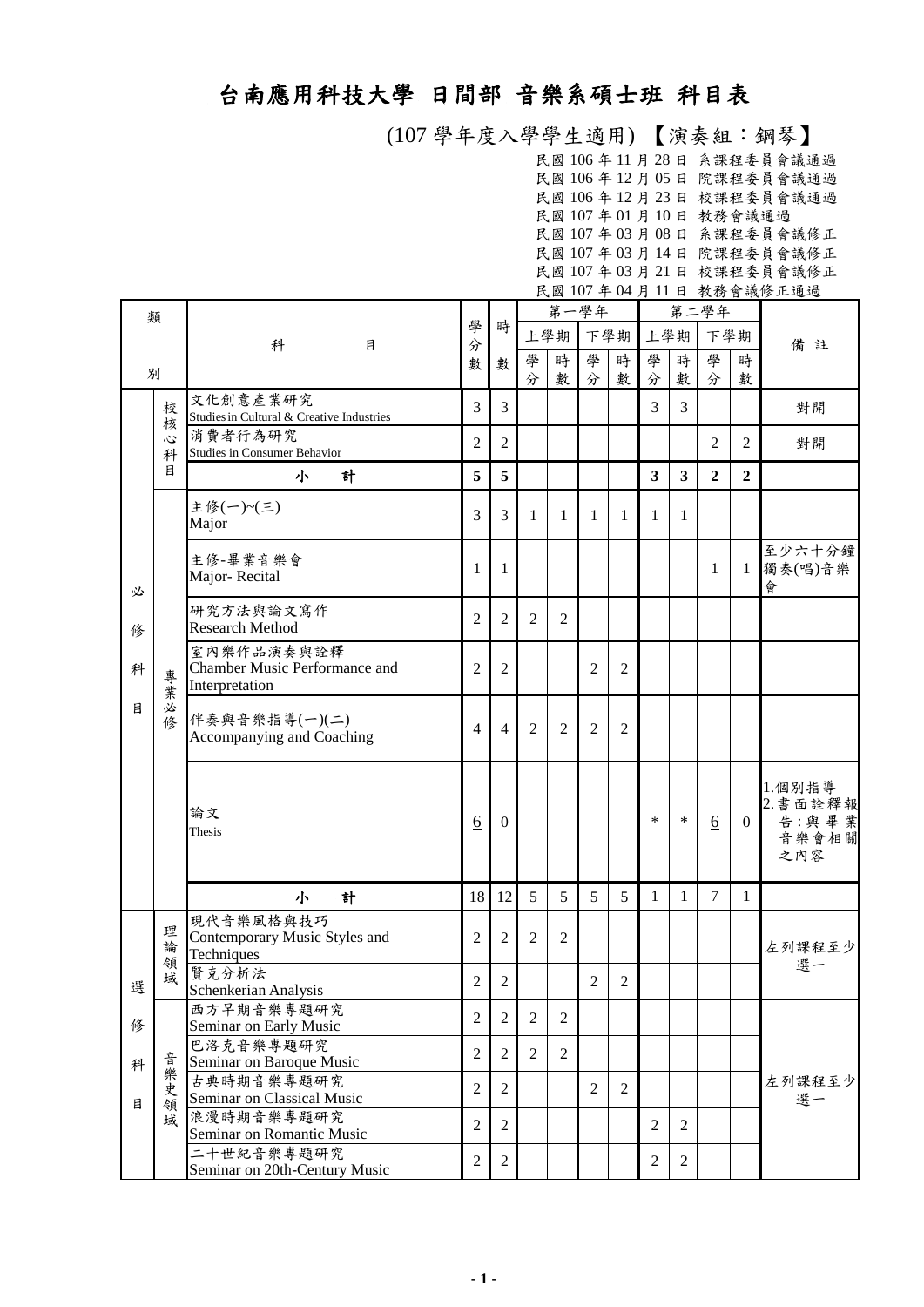# 台南應用科技大學 日間部 音樂系碩士班 科目表

(107 學年度入學學生適用) 【演奏組：鋼琴】

民國 106 年 11 月 28 日 系課程委員會議通過
民國 106 年 12 月 05 日 院課程委員會議通過
民國 106 年 12 月 23 日 校課程委員會議通過
民國 107 年 01 月 10 日 教務會議通過
民國 107 年 03 月 08 日 系課程委員會議修正
民國 107 年 03 月 14 日 院課程委員會議修正
民國 107 年 03 月 21 日 校課程委員會議修正
民國 107 年 04 月 11 日 教務會議修正通過

| 類別 | | 科目 | 學分數 | 時數 | 第一學年 | | | | 第二學年 | | | | 備註 |
|---|---|---|---|---|---|---|---|---|---|---|---|---|---|
| | | | | | 上學期 | | 下學期 | | 上學期 | | 下學期 | | |
| | | | | | 學分 | 時數 | 學分 | 時數 | 學分 | 時數 | 學分 | 時數 | |
| 必修科目 | 校核心科目 | 文化創意產業研究<br>Studies in Cultural & Creative Industries | 3 | 3 | | | | | 3 | 3 | | | 對開 |
| | | 消費者行為研究<br>Studies in Consumer Behavior | 2 | 2 | | | | | | | 2 | 2 | 對開 |
| | | **小　計** | **5** | **5** | | | | | **3** | **3** | **2** | **2** | |
| | 專業必修 | 主修(一)~(三)<br>Major | 3 | 3 | 1 | 1 | 1 | 1 | 1 | 1 | | | |
| | | 主修-畢業音樂會<br>Major- Recital | 1 | 1 | | | | | | | 1 | 1 | 至少六十分鐘獨奏(唱)音樂會 |
| | | 研究方法與論文寫作<br>Research Method | 2 | 2 | 2 | 2 | | | | | | | |
| | | 室內樂作品演奏與詮釋<br>Chamber Music Performance and Interpretation | 2 | 2 | | | 2 | 2 | | | | | |
| | | 伴奏與音樂指導(一)(二)<br>Accompanying and Coaching | 4 | 4 | 2 | 2 | 2 | 2 | | | | | |
| | | 論文<br>Thesis | 6 | 0 | | | | | * | * | 6 | 0 | 1.個別指導<br>2.書面詮釋報告：與畢業音樂會相關之內容 |
| | | **小　計** | 18 | 12 | 5 | 5 | 5 | 5 | 1 | 1 | 7 | 1 | |
| 選修科目 | 理論領域 | 現代音樂風格與技巧<br>Contemporary Music Styles and Techniques | 2 | 2 | 2 | 2 | | | | | | | 左列課程至少選一 |
| | | 賢克分析法<br>Schenkerian Analysis | 2 | 2 | | | 2 | 2 | | | | | |
| | 音樂史領域 | 西方早期音樂專題研究<br>Seminar on Early Music | 2 | 2 | 2 | 2 | | | | | | | 左列課程至少選一 |
| | | 巴洛克音樂專題研究<br>Seminar on Baroque Music | 2 | 2 | 2 | 2 | | | | | | | |
| | | 古典時期音樂專題研究<br>Seminar on Classical Music | 2 | 2 | | | 2 | 2 | | | | | |
| | | 浪漫時期音樂專題研究<br>Seminar on Romantic Music | 2 | 2 | | | | | 2 | 2 | | | |
| | | 二十世紀音樂專題研究<br>Seminar on 20th-Century Music | 2 | 2 | | | | | 2 | 2 | | | |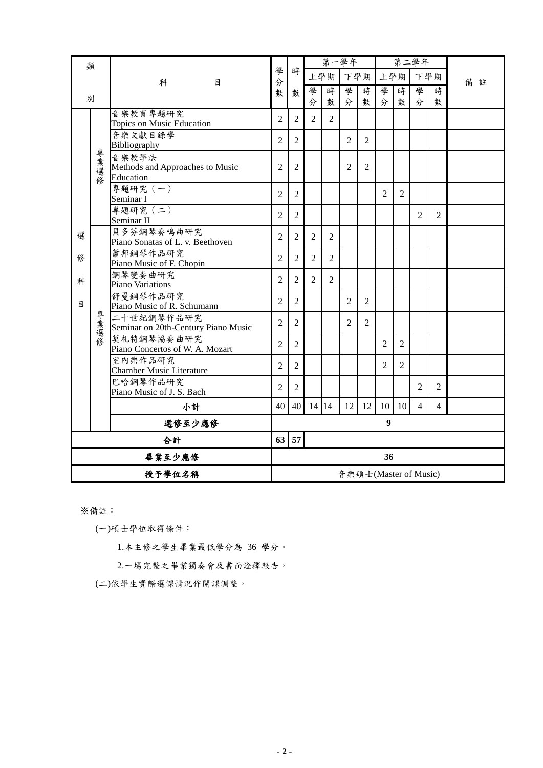| 類別 | | 科目 | 學分數 | 時數 | 第一學年 | | | | 第二學年 | | | | 備註 |
|---|---|---|---|---|---|---|---|---|---|---|---|---|---|
| | | | | | 上學期 | | 下學期 | | 上學期 | | 下學期 | | |
| | | | | | 學分 | 時數 | 學分 | 時數 | 學分 | 時數 | 學分 | 時數 | |
| 選修科目 | 專業選修 | 音樂教育專題研究<br>Topics on Music Education | 2 | 2 | 2 | 2 | | | | | | | |
| | | 音樂文獻目錄學<br>Bibliography | 2 | 2 | | | 2 | 2 | | | | | |
| | | 音樂教學法<br>Methods and Approaches to Music Education | 2 | 2 | | | 2 | 2 | | | | | |
| | | 專題研究（一）<br>Seminar I | 2 | 2 | | | | | 2 | 2 | | | |
| | | 專題研究（二）<br>Seminar II | 2 | 2 | | | | | | | 2 | 2 | |
| | 專業選修 | 貝多芬鋼琴奏鳴曲研究<br>Piano Sonatas of L. v. Beethoven | 2 | 2 | 2 | 2 | | | | | | | |
| | | 蕭邦鋼琴作品研究<br>Piano Music of F. Chopin | 2 | 2 | 2 | 2 | | | | | | | |
| | | 鋼琴變奏曲研究<br>Piano Variations | 2 | 2 | 2 | 2 | | | | | | | |
| | | 舒曼鋼琴作品研究<br>Piano Music of R. Schumann | 2 | 2 | | | 2 | 2 | | | | | |
| | | 二十世紀鋼琴作品研究<br>Seminar on 20th-Century Piano Music | 2 | 2 | | | 2 | 2 | | | | | |
| | | 莫札特鋼琴協奏曲研究<br>Piano Concertos of W. A. Mozart | 2 | 2 | | | | | 2 | 2 | | | |
| | | 室內樂作品研究<br>Chamber Music Literature | 2 | 2 | | | | | 2 | 2 | | | |
| | | 巴哈鋼琴作品研究<br>Piano Music of J. S. Bach | 2 | 2 | | | | | | | 2 | 2 | |
| | | 小計 | 40 | 40 | 14 | 14 | 12 | 12 | 10 | 10 | 4 | 4 | |
| | | 選修至少應修 | 9 | | | | | | | | | | |
| 合計 | | | 63 | 57 | | | | | | | | | |
| 畢業至少應修 | | | 36 | | | | | | | | | | |
| 授予學位名稱 | | | 音樂碩士(Master of Music) | | | | | | | | | | |

※備註：

(一)碩士學位取得條件：

1.本主修之學生畢業最低學分為 36 學分。

2.一場完整之畢業獨奏會及書面詮釋報告。

(二)依學生實際選課情況作開課調整。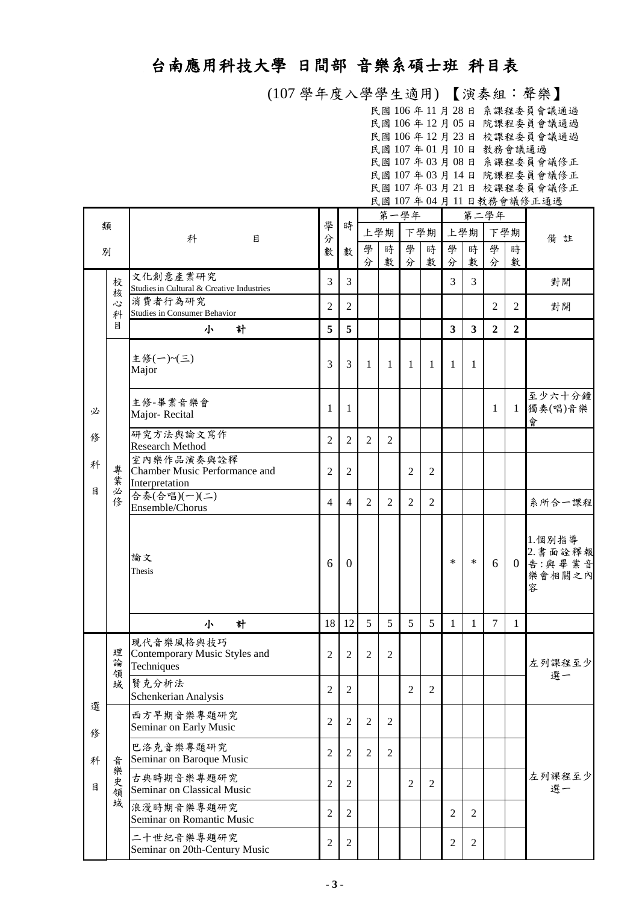# 台南應用科技大學 日間部 音樂系碩士班 科目表

(107 學年度入學學生適用) 【演奏組：聲樂】

民國 106 年 11 月 28 日 系課程委員會議通過
民國 106 年 12 月 05 日 院課程委員會議通過
民國 106 年 12 月 23 日 校課程委員會議通過
民國 107 年 01 月 10 日 教務會議通過
民國 107 年 03 月 08 日 系課程委員會議修正
民國 107 年 03 月 14 日 院課程委員會議修正
民國 107 年 03 月 21 日 校課程委員會議修正
民國 107 年 04 月 11 日教務會議修正通過

| 類別 | | 科目 | 學分數 | 時數 | 第一學年 | | | | 第二學年 | | | | 備註 |
|---|---|---|---|---|---|---|---|---|---|---|---|---|---|
| | | | | | 上學期 | | 下學期 | | 上學期 | | 下學期 | | |
| | | | | | 學分 | 時數 | 學分 | 時數 | 學分 | 時數 | 學分 | 時數 | |
| 必修科目 | 校核心科目 | 文化創意產業研究<br>Studies in Cultural & Creative Industries | 3 | 3 | | | | | 3 | 3 | | | 對開 |
| | | 消費者行為研究<br>Studies in Consumer Behavior | 2 | 2 | | | | | | | 2 | 2 | 對開 |
| | | **小　計** | **5** | **5** | | | | | **3** | **3** | **2** | **2** | |
| | 專業必修 | 主修(一)~(三)<br>Major | 3 | 3 | 1 | 1 | 1 | 1 | 1 | 1 | | | |
| | | 主修-畢業音樂會<br>Major- Recital | 1 | 1 | | | | | | | 1 | 1 | 至少六十分鐘獨奏(唱)音樂會 |
| | | 研究方法與論文寫作<br>Research Method | 2 | 2 | 2 | 2 | | | | | | | |
| | | 室內樂作品演奏與詮釋<br>Chamber Music Performance and Interpretation | 2 | 2 | | | 2 | 2 | | | | | |
| | | 合奏(合唱)(一)(二)<br>Ensemble/Chorus | 4 | 4 | 2 | 2 | 2 | 2 | | | | | 系所合一課程 |
| | | 論文<br>Thesis | 6 | 0 | | | | | * | * | 6 | 0 | 1.個別指導<br>2.書面詮釋報告:與畢業音樂會相關之內容 |
| | | **小　計** | 18 | 12 | 5 | 5 | 5 | 5 | 1 | 1 | 7 | 1 | |
| 選修科目 | 理論領域 | 現代音樂風格與技巧<br>Contemporary Music Styles and Techniques | 2 | 2 | 2 | 2 | | | | | | | 左列課程至少選一 |
| | | 賢克分析法<br>Schenkerian Analysis | 2 | 2 | | | 2 | 2 | | | | | |
| | 音樂史領域 | 西方早期音樂專題研究<br>Seminar on Early Music | 2 | 2 | 2 | 2 | | | | | | | 左列課程至少選一 |
| | | 巴洛克音樂專題研究<br>Seminar on Baroque Music | 2 | 2 | 2 | 2 | | | | | | | |
| | | 古典時期音樂專題研究<br>Seminar on Classical Music | 2 | 2 | | | 2 | 2 | | | | | |
| | | 浪漫時期音樂專題研究<br>Seminar on Romantic Music | 2 | 2 | | | | | 2 | 2 | | | |
| | | 二十世紀音樂專題研究<br>Seminar on 20th-Century Music | 2 | 2 | | | | | 2 | 2 | | | |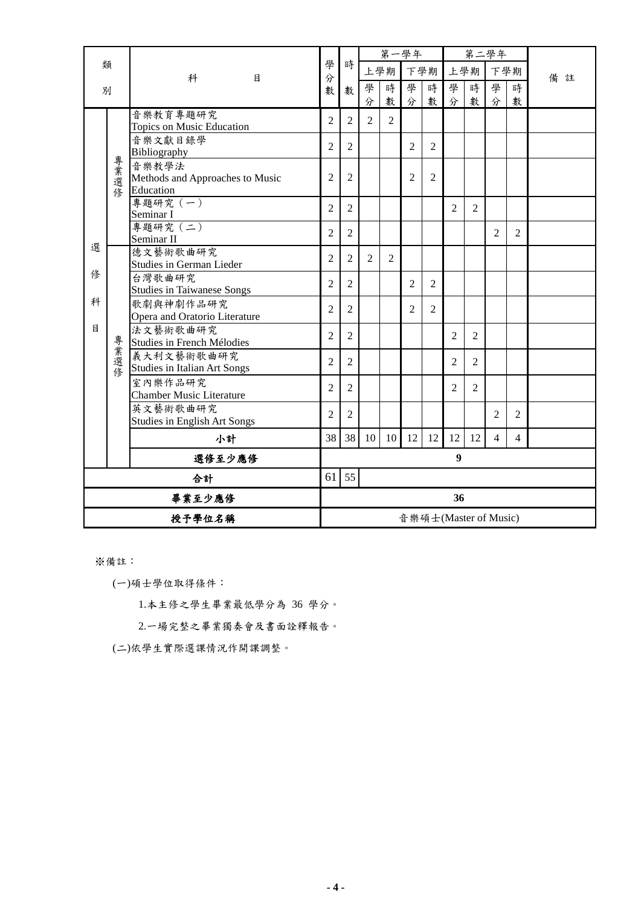| 類別 | | 科目 | 學分數 | 時數 | 第一學年 | | | | 第二學年 | | | | 備註 |
|---|---|---|---|---|---|---|---|---|---|---|---|---|---|
| | | | | | 上學期 | | 下學期 | | 上學期 | | 下學期 | | |
| | | | | | 學分 | 時數 | 學分 | 時數 | 學分 | 時數 | 學分 | 時數 | |
| 選修科目 | 專業選修 | 音樂教育專題研究<br>Topics on Music Education | 2 | 2 | 2 | 2 | | | | | | | |
| | | 音樂文獻目錄學<br>Bibliography | 2 | 2 | | | 2 | 2 | | | | | |
| | | 音樂教學法<br>Methods and Approaches to Music Education | 2 | 2 | | | 2 | 2 | | | | | |
| | | 專題研究（一）<br>Seminar I | 2 | 2 | | | | | 2 | 2 | | | |
| | | 專題研究（二）<br>Seminar II | 2 | 2 | | | | | | | 2 | 2 | |
| | 專業選修 | 德文藝術歌曲研究<br>Studies in German Lieder | 2 | 2 | 2 | 2 | | | | | | | |
| | | 台灣歌曲研究<br>Studies in Taiwanese Songs | 2 | 2 | | | 2 | 2 | | | | | |
| | | 歌劇與神劇作品研究<br>Opera and Oratorio Literature | 2 | 2 | | | 2 | 2 | | | | | |
| | | 法文藝術歌曲研究<br>Studies in French Mélodies | 2 | 2 | | | | | 2 | 2 | | | |
| | | 義大利文藝術歌曲研究<br>Studies in Italian Art Songs | 2 | 2 | | | | | 2 | 2 | | | |
| | | 室內樂作品研究<br>Chamber Music Literature | 2 | 2 | | | | | 2 | 2 | | | |
| | | 英文藝術歌曲研究<br>Studies in English Art Songs | 2 | 2 | | | | | | | 2 | 2 | |
| | | **小計** | 38 | 38 | 10 | 10 | 12 | 12 | 12 | 12 | 4 | 4 | |
| | | **選修至少應修** | **9** | | | | | | | | | | |
| **合計** | | | 61 | 55 | | | | | | | | | |
| **畢業至少應修** | | | **36** | | | | | | | | | | |
| **授予學位名稱** | | | 音樂碩士(Master of Music) | | | | | | | | | | |

※備註：

(一)碩士學位取得條件：

1.本主修之學生畢業最低學分為 36 學分。

2.一場完整之畢業獨奏會及書面詮釋報告。

(二)依學生實際選課情況作開課調整。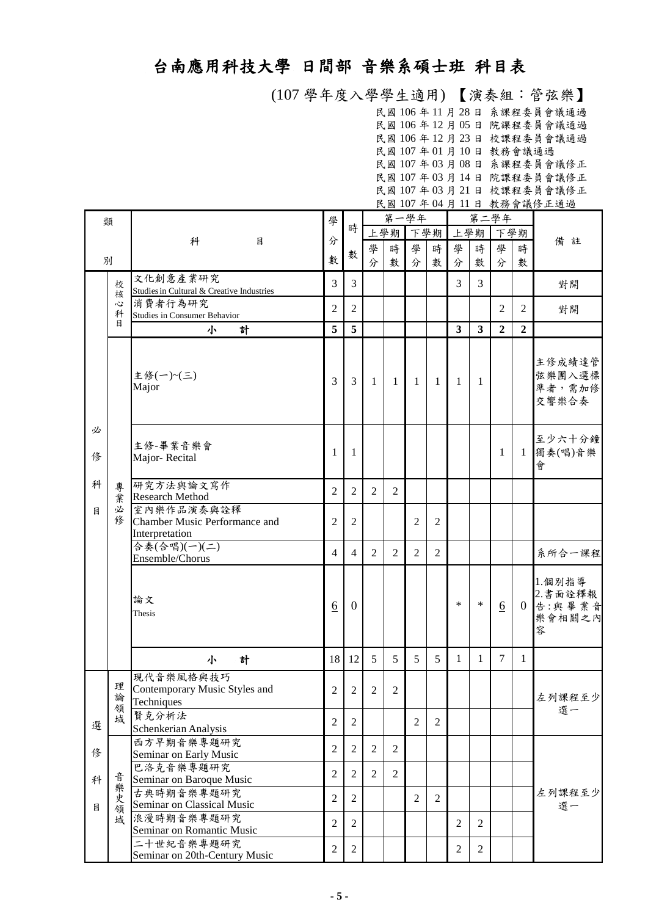# 台南應用科技大學 日間部 音樂系碩士班 科目表

(107 學年度入學學生適用) 【演奏組：管弦樂】

民國 106 年 11 月 28 日 系課程委員會議通過
民國 106 年 12 月 05 日 院課程委員會議通過
民國 106 年 12 月 23 日 校課程委員會議通過
民國 107 年 01 月 10 日 教務會議通過
民國 107 年 03 月 08 日 系課程委員會議修正
民國 107 年 03 月 14 日 院課程委員會議修正
民國 107 年 03 月 21 日 校課程委員會議修正
民國 107 年 04 月 11 日 教務會議修正通過

| 類別 | | 科目 | 學分數 | 時數 | 第一學年 | | | | 第二學年 | | | | 備註 |
|---|---|---|---|---|---|---|---|---|---|---|---|---|---|
| | | | | | 上學期 | | 下學期 | | 上學期 | | 下學期 | | |
| | | | | | 學分 | 時數 | 學分 | 時數 | 學分 | 時數 | 學分 | 時數 | |
| 必修科目 | 校核心科目 | 文化創意產業研究<br>Studies in Cultural & Creative Industries | 3 | 3 | | | | | 3 | 3 | | | 對開 |
| | | 消費者行為研究<br>Studies in Consumer Behavior | 2 | 2 | | | | | | | 2 | 2 | 對開 |
| | | **小計** | **5** | **5** | | | | | **3** | **3** | **2** | **2** | |
| | 專業必修 | 主修(一)~(三)<br>Major | 3 | 3 | 1 | 1 | 1 | 1 | 1 | 1 | | | 主修成績達管弦樂團入選標準者，需加修交響樂合奏 |
| | | 主修-畢業音樂會<br>Major- Recital | 1 | 1 | | | | | | | 1 | 1 | 至少六十分鐘獨奏(唱)音樂會 |
| | | 研究方法與論文寫作<br>Research Method | 2 | 2 | 2 | 2 | | | | | | | |
| | | 室內樂作品演奏與詮釋<br>Chamber Music Performance and Interpretation | 2 | 2 | | | 2 | 2 | | | | | |
| | | 合奏(合唱)(一)(二)<br>Ensemble/Chorus | 4 | 4 | 2 | 2 | 2 | 2 | | | | | 系所合一課程 |
| | | 論文<br>Thesis | 6 | 0 | | | | | * | * | 6 | 0 | 1.個別指導<br>2.書面詮釋報告:與畢業音樂會相關之內容 |
| | | **小計** | 18 | 12 | 5 | 5 | 5 | 5 | 1 | 1 | 7 | 1 | |
| 選修科目 | 理論領域 | 現代音樂風格與技巧<br>Contemporary Music Styles and Techniques | 2 | 2 | 2 | 2 | | | | | | | 左列課程至少選一 |
| | | 賢克分析法<br>Schenkerian Analysis | 2 | 2 | | | 2 | 2 | | | | | |
| | 音樂史領域 | 西方早期音樂專題研究<br>Seminar on Early Music | 2 | 2 | 2 | 2 | | | | | | | 左列課程至少選一 |
| | | 巴洛克音樂專題研究<br>Seminar on Baroque Music | 2 | 2 | 2 | 2 | | | | | | | |
| | | 古典時期音樂專題研究<br>Seminar on Classical Music | 2 | 2 | | | 2 | 2 | | | | | |
| | | 浪漫時期音樂專題研究<br>Seminar on Romantic Music | 2 | 2 | | | | | 2 | 2 | | | |
| | | 二十世紀音樂專題研究<br>Seminar on 20th-Century Music | 2 | 2 | | | | | 2 | 2 | | | |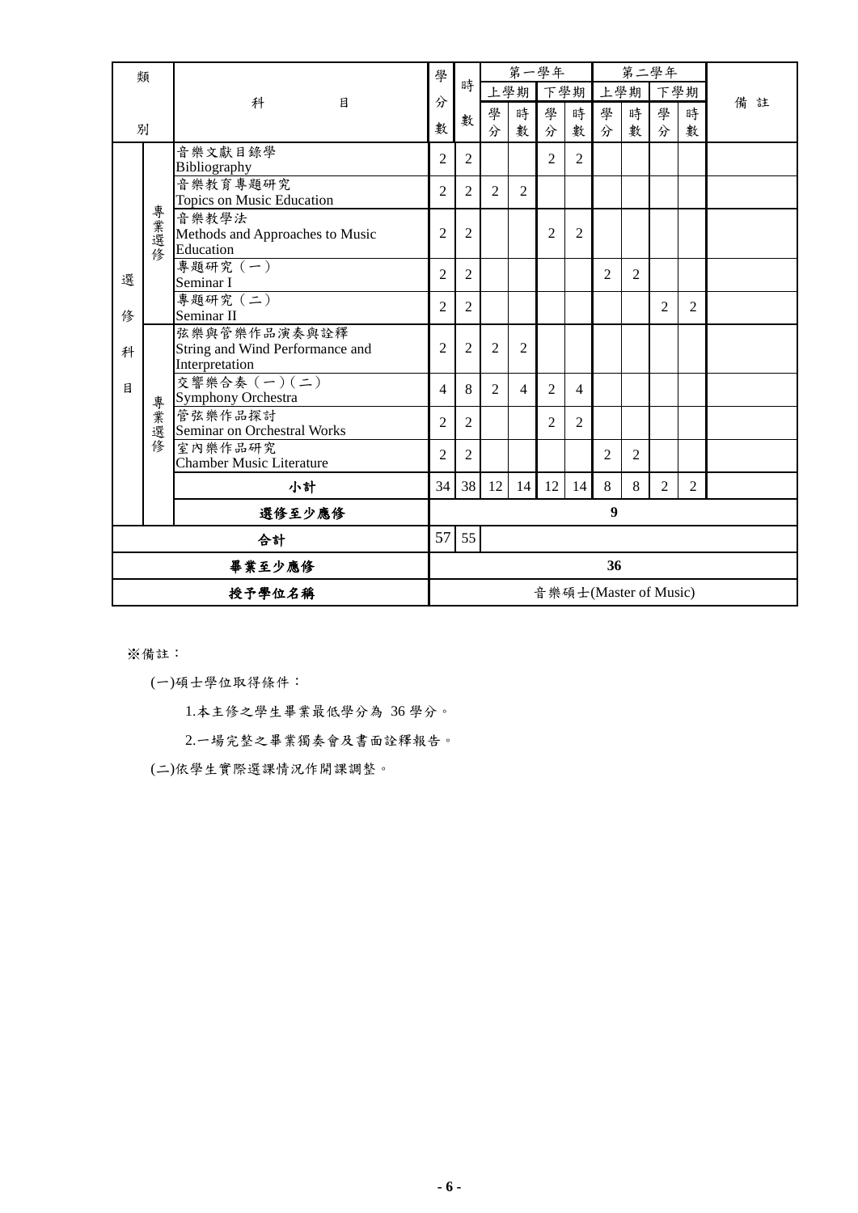| 類別 | | 科目 | 學分數 | 時數 | 第一學年 | | | | 第二學年 | | | | 備註 |
|---|---|---|---|---|---|---|---|---|---|---|---|---|---|
| | | | | | 上學期 | | 下學期 | | 上學期 | | 下學期 | | |
| | | | | | 學分 | 時數 | 學分 | 時數 | 學分 | 時數 | 學分 | 時數 | |
| 選修科目 | 專業選修 | 音樂文獻目錄學 Bibliography | 2 | 2 | | | 2 | 2 | | | | | |
| | | 音樂教育專題研究 Topics on Music Education | 2 | 2 | 2 | 2 | | | | | | | |
| | | 音樂教學法 Methods and Approaches to Music Education | 2 | 2 | | | 2 | 2 | | | | | |
| | | 專題研究（一） Seminar I | 2 | 2 | | | | | 2 | 2 | | | |
| | | 專題研究（二） Seminar II | 2 | 2 | | | | | | | 2 | 2 | |
| | 專業選修 | 弦樂與管樂作品演奏與詮釋 String and Wind Performance and Interpretation | 2 | 2 | 2 | 2 | | | | | | | |
| | | 交響樂合奏（一）（二） Symphony Orchestra | 4 | 8 | 2 | 4 | 2 | 4 | | | | | |
| | | 管弦樂作品探討 Seminar on Orchestral Works | 2 | 2 | | | 2 | 2 | | | | | |
| | | 室內樂作品研究 Chamber Music Literature | 2 | 2 | | | | | 2 | 2 | | | |
| | | 小計 | 34 | 38 | 12 | 14 | 12 | 14 | 8 | 8 | 2 | 2 | |
| | | 選修至少應修 | 9 | | | | | | | | | | |
| 合計 | | | 57 | 55 | | | | | | | | | |
| 畢業至少應修 | | | 36 | | | | | | | | | | |
| 授予學位名稱 | | | 音樂碩士(Master of Music) | | | | | | | | | | |

※備註：

(一)碩士學位取得條件：

1.本主修之學生畢業最低學分為 36 學分。

2.一場完整之畢業獨奏會及書面詮釋報告。

(二)依學生實際選課情況作開課調整。